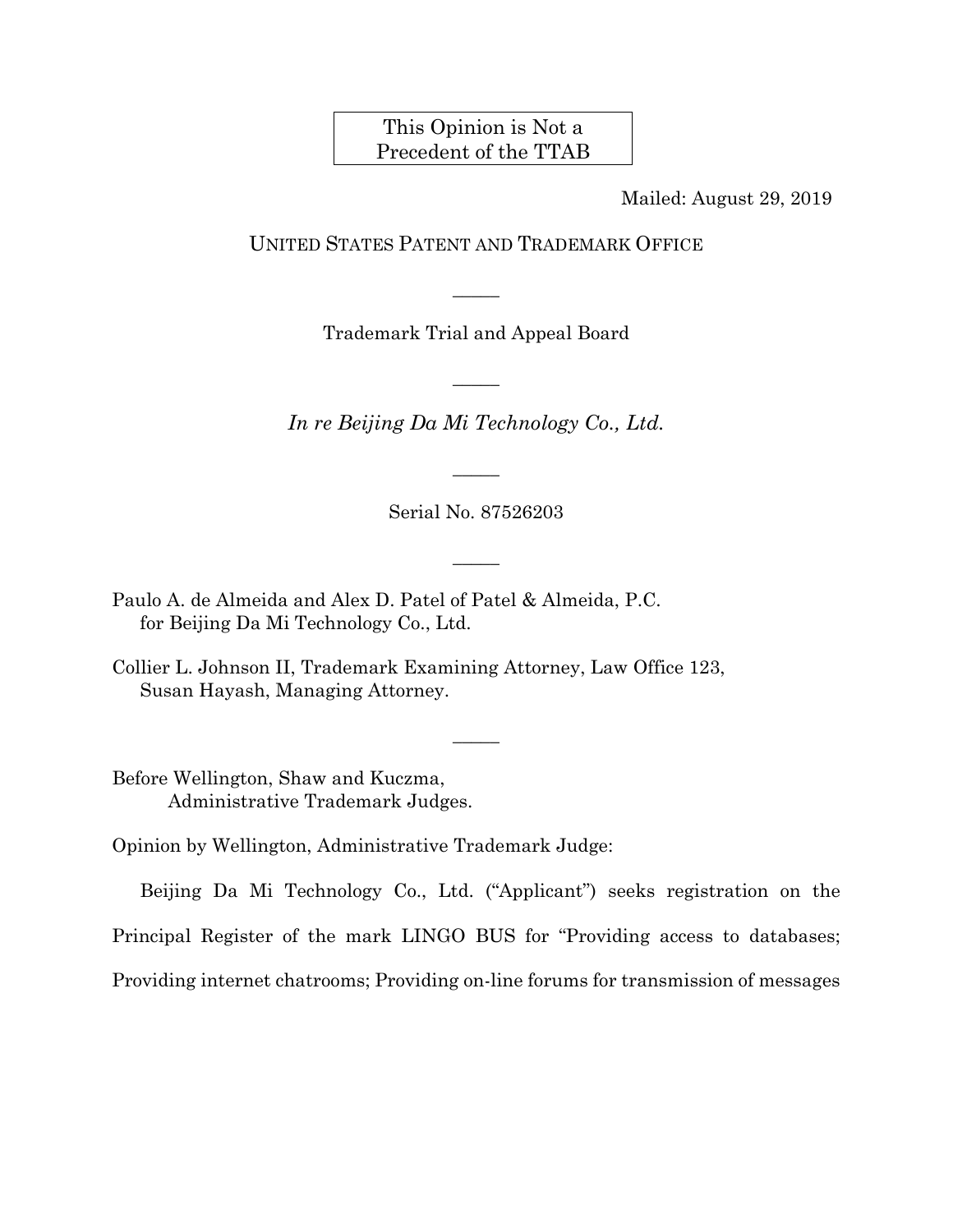This Opinion is Not a Precedent of the TTAB

Mailed: August 29, 2019

UNITED STATES PATENT AND TRADEMARK OFFICE

_____

Trademark Trial and Appeal Board

_____

*In re Beijing Da Mi Technology Co., Ltd.*

_____

Serial No. 87526203

_____

Paulo A. de Almeida and Alex D. Patel of Patel & Almeida, P.C.
for Beijing Da Mi Technology Co., Ltd.

Collier L. Johnson II, Trademark Examining Attorney, Law Office 123,
Susan Hayash, Managing Attorney.

_____

Before Wellington, Shaw and Kuczma,
Administrative Trademark Judges.

Opinion by Wellington, Administrative Trademark Judge:

Beijing Da Mi Technology Co., Ltd. ("Applicant") seeks registration on the Principal Register of the mark LINGO BUS for "Providing access to databases; Providing internet chatrooms; Providing on-line forums for transmission of messages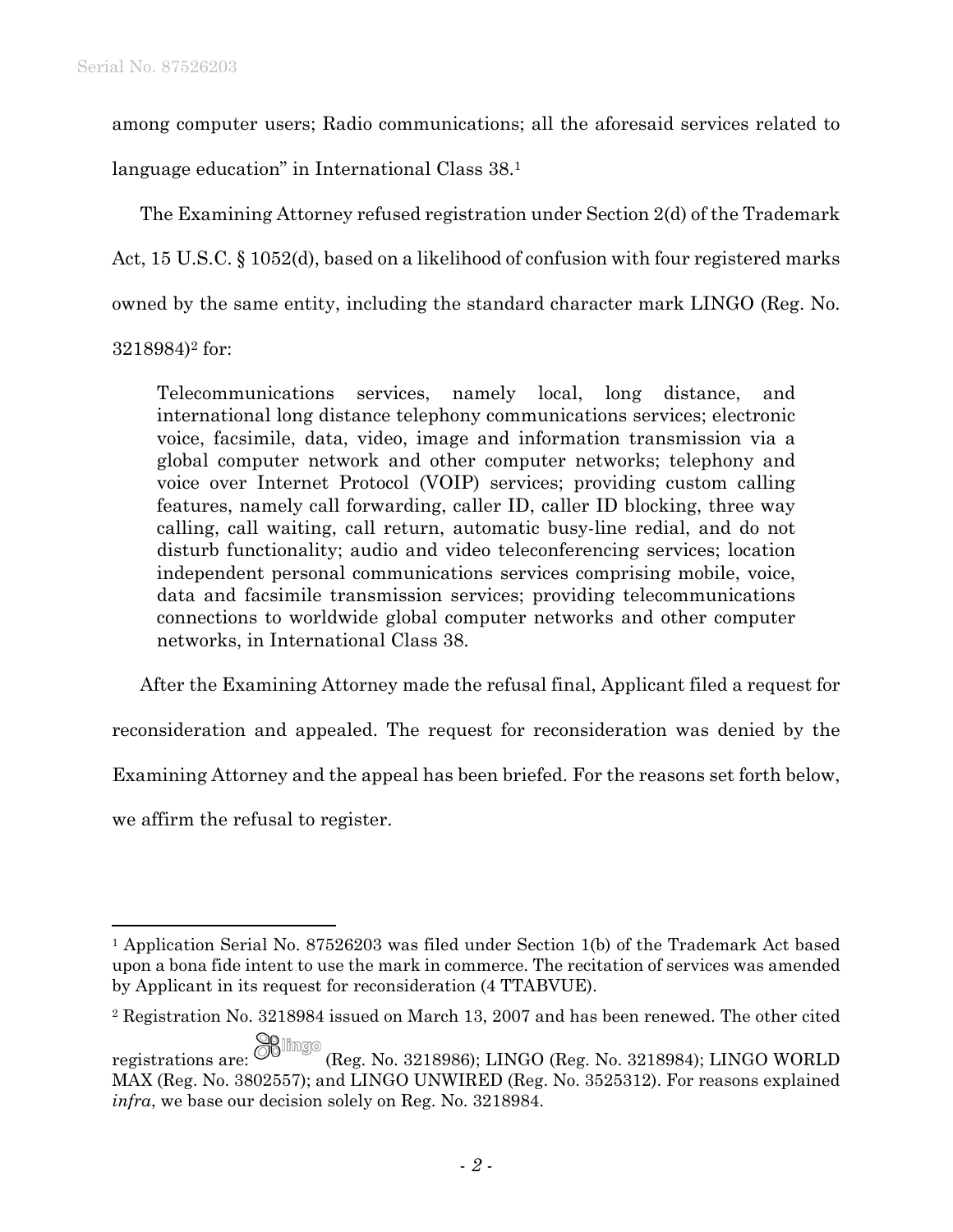among computer users; Radio communications; all the aforesaid services related to language education" in International Class 38.[1]

The Examining Attorney refused registration under Section 2(d) of the Trademark Act, 15 U.S.C. § 1052(d), based on a likelihood of confusion with four registered marks owned by the same entity, including the standard character mark LINGO (Reg. No. 3218984)[2] for:

> Telecommunications services, namely local, long distance, and international long distance telephony communications services; electronic voice, facsimile, data, video, image and information transmission via a global computer network and other computer networks; telephony and voice over Internet Protocol (VOIP) services; providing custom calling features, namely call forwarding, caller ID, caller ID blocking, three way calling, call waiting, call return, automatic busy-line redial, and do not disturb functionality; audio and video teleconferencing services; location independent personal communications services comprising mobile, voice, data and facsimile transmission services; providing telecommunications connections to worldwide global computer networks and other computer networks, in International Class 38.

After the Examining Attorney made the refusal final, Applicant filed a request for reconsideration and appealed. The request for reconsideration was denied by the Examining Attorney and the appeal has been briefed. For the reasons set forth below, we affirm the refusal to register.

---

[1] Application Serial No. 87526203 was filed under Section 1(b) of the Trademark Act based upon a bona fide intent to use the mark in commerce. The recitation of services was amended by Applicant in its request for reconsideration (4 TTABVUE).

[2] Registration No. 3218984 issued on March 13, 2007 and has been renewed. The other cited registrations are: lingo (Reg. No. 3218986); LINGO (Reg. No. 3218984); LINGO WORLD MAX (Reg. No. 3802557); and LINGO UNWIRED (Reg. No. 3525312). For reasons explained *infra*, we base our decision solely on Reg. No. 3218984.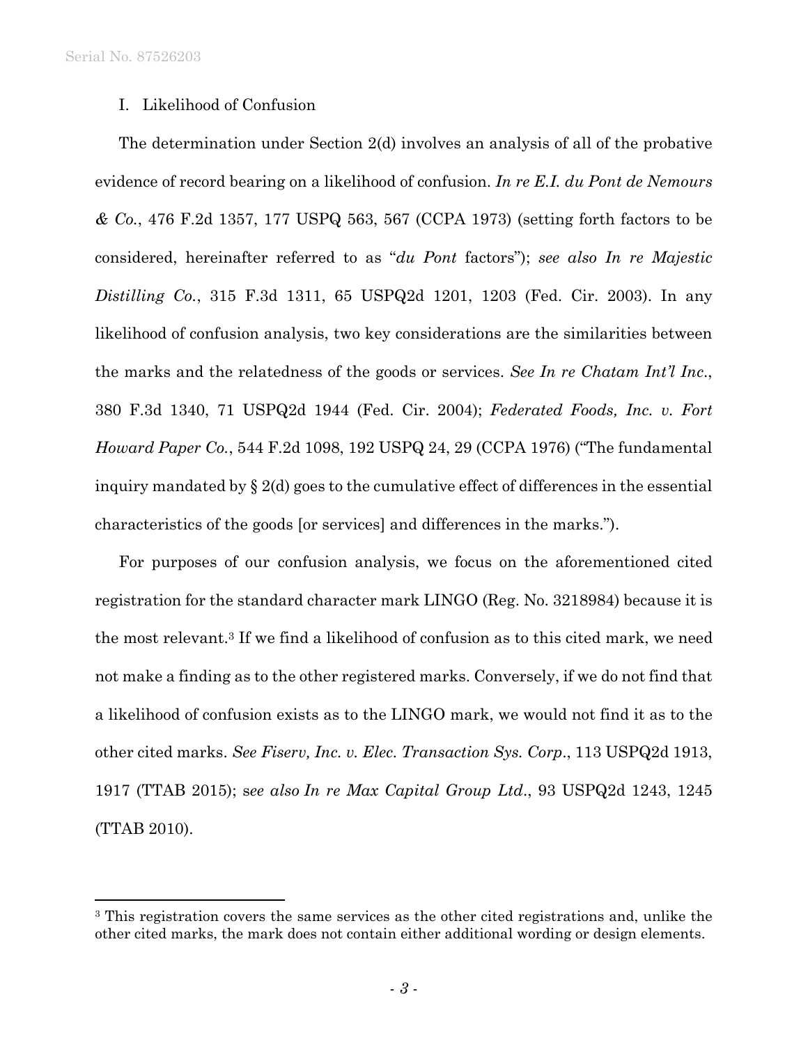## I. Likelihood of Confusion

The determination under Section 2(d) involves an analysis of all of the probative evidence of record bearing on a likelihood of confusion. *In re E.I. du Pont de Nemours & Co.*, 476 F.2d 1357, 177 USPQ 563, 567 (CCPA 1973) (setting forth factors to be considered, hereinafter referred to as "*du Pont* factors"); *see also In re Majestic Distilling Co.*, 315 F.3d 1311, 65 USPQ2d 1201, 1203 (Fed. Cir. 2003). In any likelihood of confusion analysis, two key considerations are the similarities between the marks and the relatedness of the goods or services. *See In re Chatam Int'l Inc.*, 380 F.3d 1340, 71 USPQ2d 1944 (Fed. Cir. 2004); *Federated Foods, Inc. v. Fort Howard Paper Co.*, 544 F.2d 1098, 192 USPQ 24, 29 (CCPA 1976) ("The fundamental inquiry mandated by § 2(d) goes to the cumulative effect of differences in the essential characteristics of the goods [or services] and differences in the marks.").

For purposes of our confusion analysis, we focus on the aforementioned cited registration for the standard character mark LINGO (Reg. No. 3218984) because it is the most relevant.[3] If we find a likelihood of confusion as to this cited mark, we need not make a finding as to the other registered marks. Conversely, if we do not find that a likelihood of confusion exists as to the LINGO mark, we would not find it as to the other cited marks. *See Fiserv, Inc. v. Elec. Transaction Sys. Corp.*, 113 USPQ2d 1913, 1917 (TTAB 2015); s*ee also In re Max Capital Group Ltd.*, 93 USPQ2d 1243, 1245 (TTAB 2010).

---

[3] This registration covers the same services as the other cited registrations and, unlike the other cited marks, the mark does not contain either additional wording or design elements.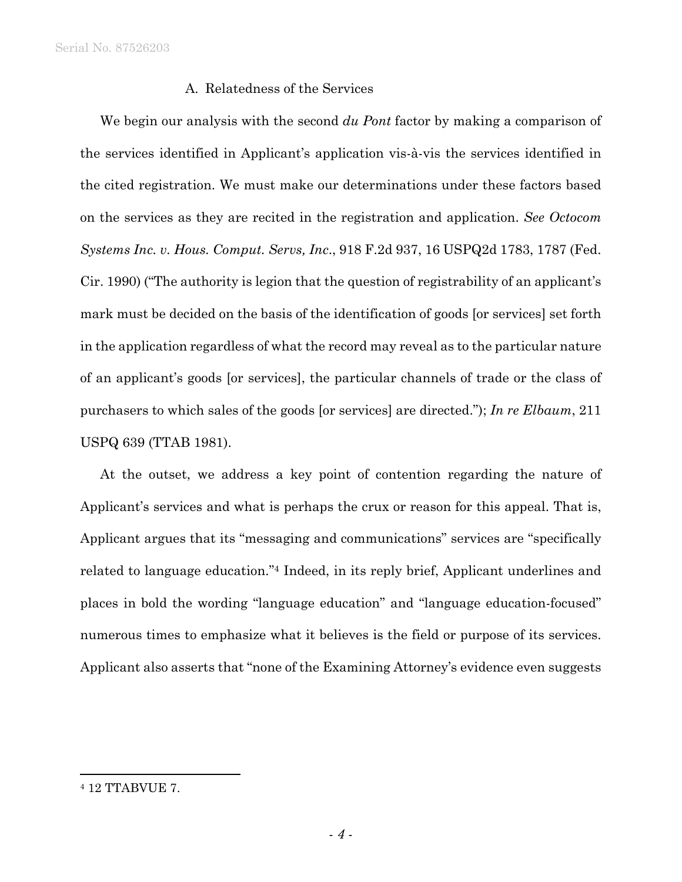### A. Relatedness of the Services

We begin our analysis with the second *du Pont* factor by making a comparison of the services identified in Applicant's application vis-à-vis the services identified in the cited registration. We must make our determinations under these factors based on the services as they are recited in the registration and application. *See Octocom Systems Inc. v. Hous. Comput. Servs, Inc*., 918 F.2d 937, 16 USPQ2d 1783, 1787 (Fed. Cir. 1990) ("The authority is legion that the question of registrability of an applicant's mark must be decided on the basis of the identification of goods [or services] set forth in the application regardless of what the record may reveal as to the particular nature of an applicant's goods [or services], the particular channels of trade or the class of purchasers to which sales of the goods [or services] are directed."); *In re Elbaum*, 211 USPQ 639 (TTAB 1981).

At the outset, we address a key point of contention regarding the nature of Applicant's services and what is perhaps the crux or reason for this appeal. That is, Applicant argues that its "messaging and communications" services are "specifically related to language education."[4] Indeed, in its reply brief, Applicant underlines and places in bold the wording "language education" and "language education-focused" numerous times to emphasize what it believes is the field or purpose of its services. Applicant also asserts that "none of the Examining Attorney's evidence even suggests

---

[4] 12 TTABVUE 7.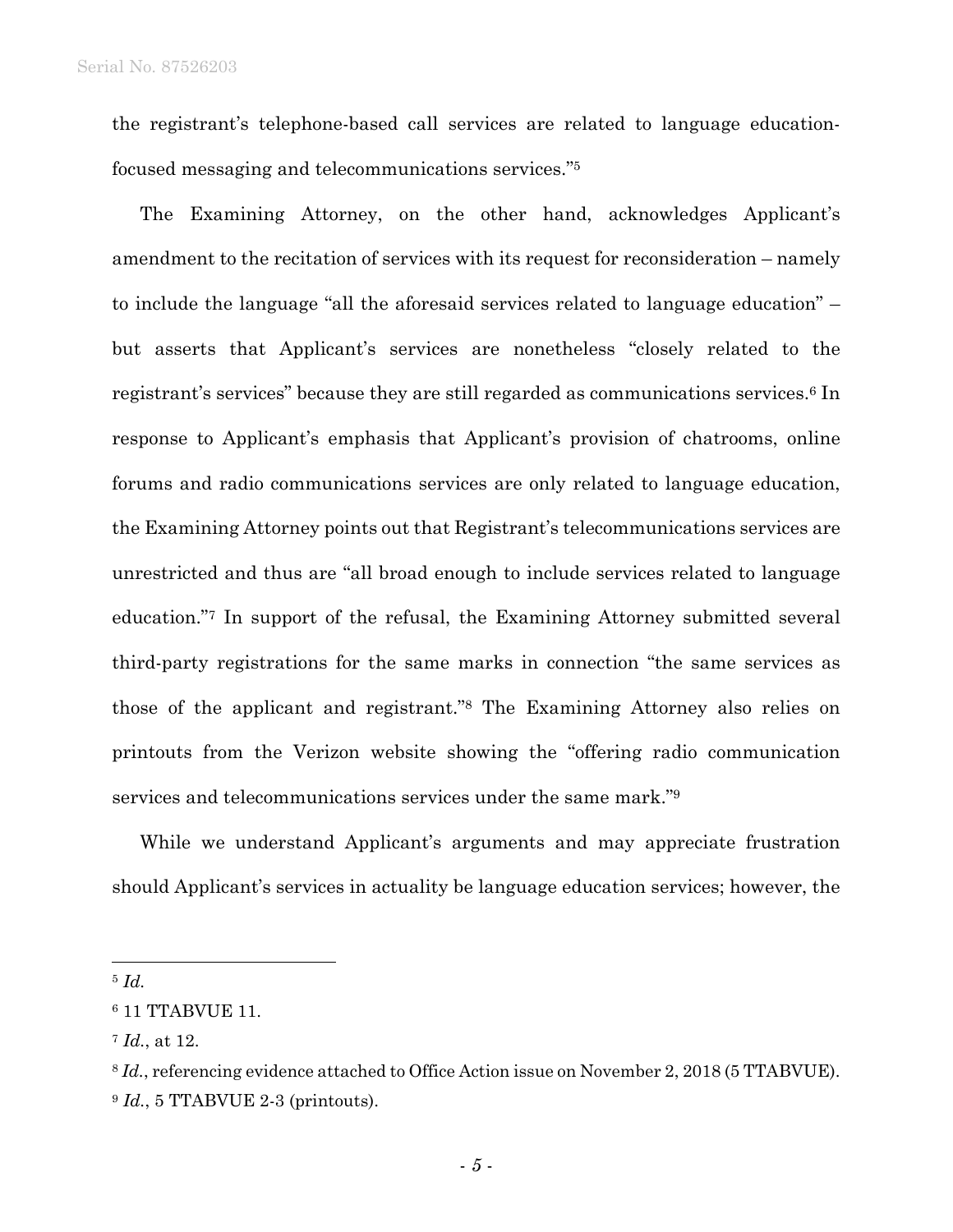the registrant's telephone-based call services are related to language education-focused messaging and telecommunications services."[5]

The Examining Attorney, on the other hand, acknowledges Applicant's amendment to the recitation of services with its request for reconsideration – namely to include the language "all the aforesaid services related to language education" – but asserts that Applicant's services are nonetheless "closely related to the registrant's services" because they are still regarded as communications services.[6] In response to Applicant's emphasis that Applicant's provision of chatrooms, online forums and radio communications services are only related to language education, the Examining Attorney points out that Registrant's telecommunications services are unrestricted and thus are "all broad enough to include services related to language education."[7] In support of the refusal, the Examining Attorney submitted several third-party registrations for the same marks in connection "the same services as those of the applicant and registrant."[8] The Examining Attorney also relies on printouts from the Verizon website showing the "offering radio communication services and telecommunications services under the same mark."[9]

While we understand Applicant's arguments and may appreciate frustration should Applicant's services in actuality be language education services; however, the

---

[5] *Id.*

[6] 11 TTABVUE 11.

[7] *Id.*, at 12.

[8] *Id.*, referencing evidence attached to Office Action issue on November 2, 2018 (5 TTABVUE).

[9] *Id.*, 5 TTABVUE 2-3 (printouts).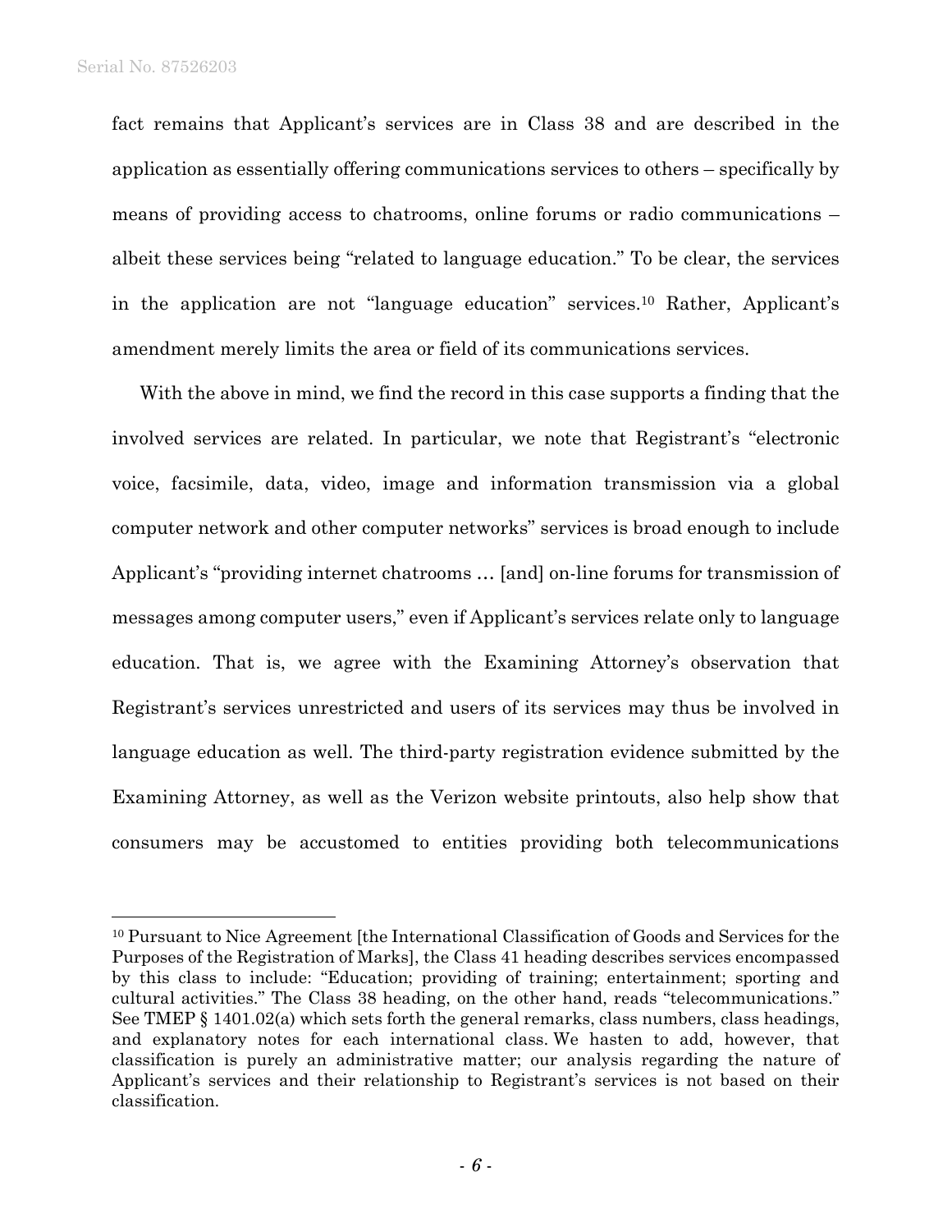fact remains that Applicant's services are in Class 38 and are described in the application as essentially offering communications services to others – specifically by means of providing access to chatrooms, online forums or radio communications – albeit these services being "related to language education." To be clear, the services in the application are not "language education" services.[10] Rather, Applicant's amendment merely limits the area or field of its communications services.

With the above in mind, we find the record in this case supports a finding that the involved services are related. In particular, we note that Registrant's "electronic voice, facsimile, data, video, image and information transmission via a global computer network and other computer networks" services is broad enough to include Applicant's "providing internet chatrooms … [and] on-line forums for transmission of messages among computer users," even if Applicant's services relate only to language education. That is, we agree with the Examining Attorney's observation that Registrant's services unrestricted and users of its services may thus be involved in language education as well. The third-party registration evidence submitted by the Examining Attorney, as well as the Verizon website printouts, also help show that consumers may be accustomed to entities providing both telecommunications

---

[10] Pursuant to Nice Agreement [the International Classification of Goods and Services for the Purposes of the Registration of Marks], the Class 41 heading describes services encompassed by this class to include: "Education; providing of training; entertainment; sporting and cultural activities." The Class 38 heading, on the other hand, reads "telecommunications." See TMEP § 1401.02(a) which sets forth the general remarks, class numbers, class headings, and explanatory notes for each international class. We hasten to add, however, that classification is purely an administrative matter; our analysis regarding the nature of Applicant's services and their relationship to Registrant's services is not based on their classification.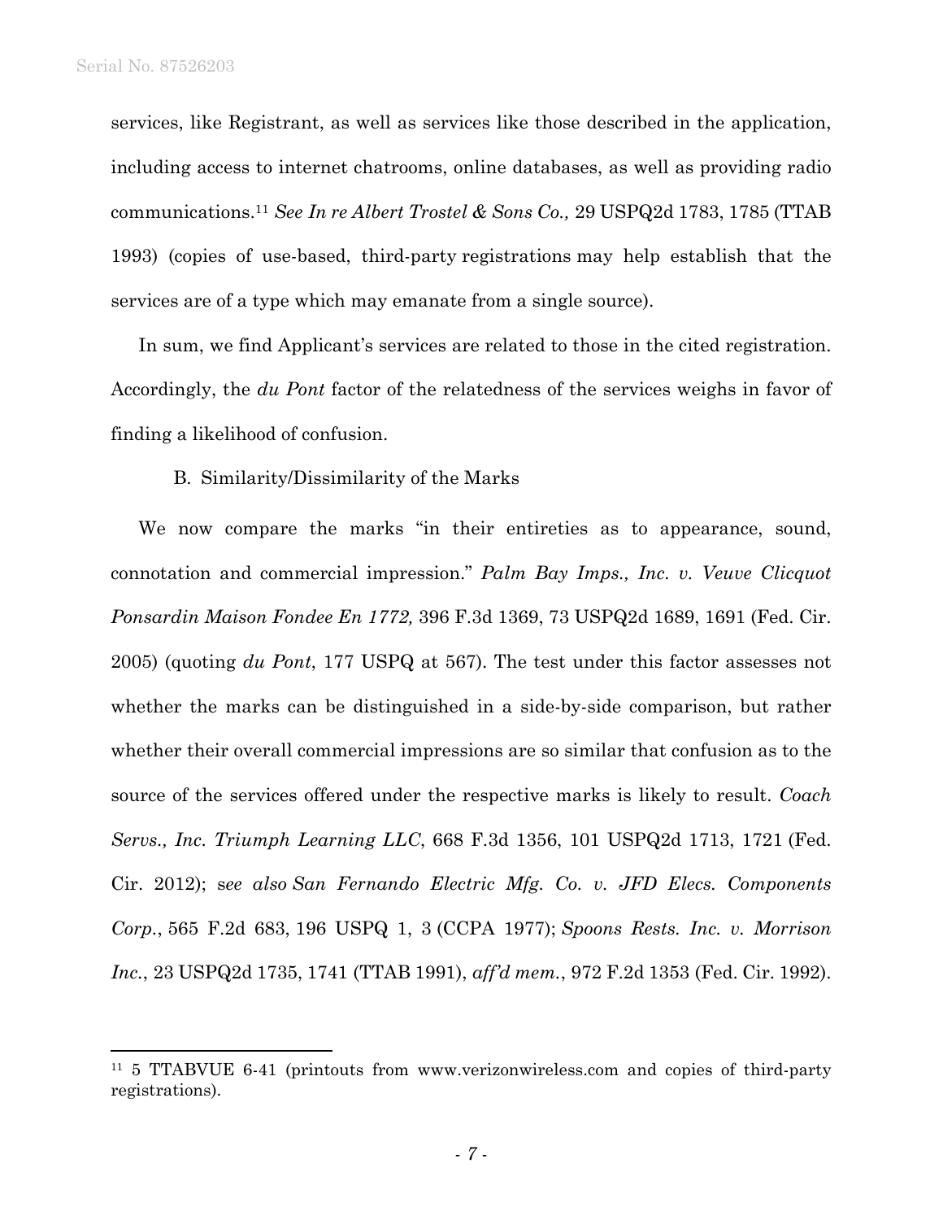services, like Registrant, as well as services like those described in the application, including access to internet chatrooms, online databases, as well as providing radio communications.[11] *See In re Albert Trostel & Sons Co.,* 29 USPQ2d 1783, 1785 (TTAB 1993) (copies of use-based, third-party registrations may help establish that the services are of a type which may emanate from a single source).

In sum, we find Applicant's services are related to those in the cited registration. Accordingly, the *du Pont* factor of the relatedness of the services weighs in favor of finding a likelihood of confusion.

B. Similarity/Dissimilarity of the Marks

We now compare the marks "in their entireties as to appearance, sound, connotation and commercial impression." *Palm Bay Imps., Inc. v. Veuve Clicquot Ponsardin Maison Fondee En 1772,* 396 F.3d 1369, 73 USPQ2d 1689, 1691 (Fed. Cir. 2005) (quoting *du Pont*, 177 USPQ at 567). The test under this factor assesses not whether the marks can be distinguished in a side-by-side comparison, but rather whether their overall commercial impressions are so similar that confusion as to the source of the services offered under the respective marks is likely to result. *Coach Servs., Inc. Triumph Learning LLC*, 668 F.3d 1356, 101 USPQ2d 1713, 1721 (Fed. Cir. 2012); s*ee also San Fernando Electric Mfg. Co. v. JFD Elecs. Components Corp.*, 565 F.2d 683, 196 USPQ 1, 3 (CCPA 1977); *Spoons Rests. Inc. v. Morrison Inc.*, 23 USPQ2d 1735, 1741 (TTAB 1991), *aff'd mem.*, 972 F.2d 1353 (Fed. Cir. 1992).

---

[11] 5 TTABVUE 6-41 (printouts from www.verizonwireless.com and copies of third-party registrations).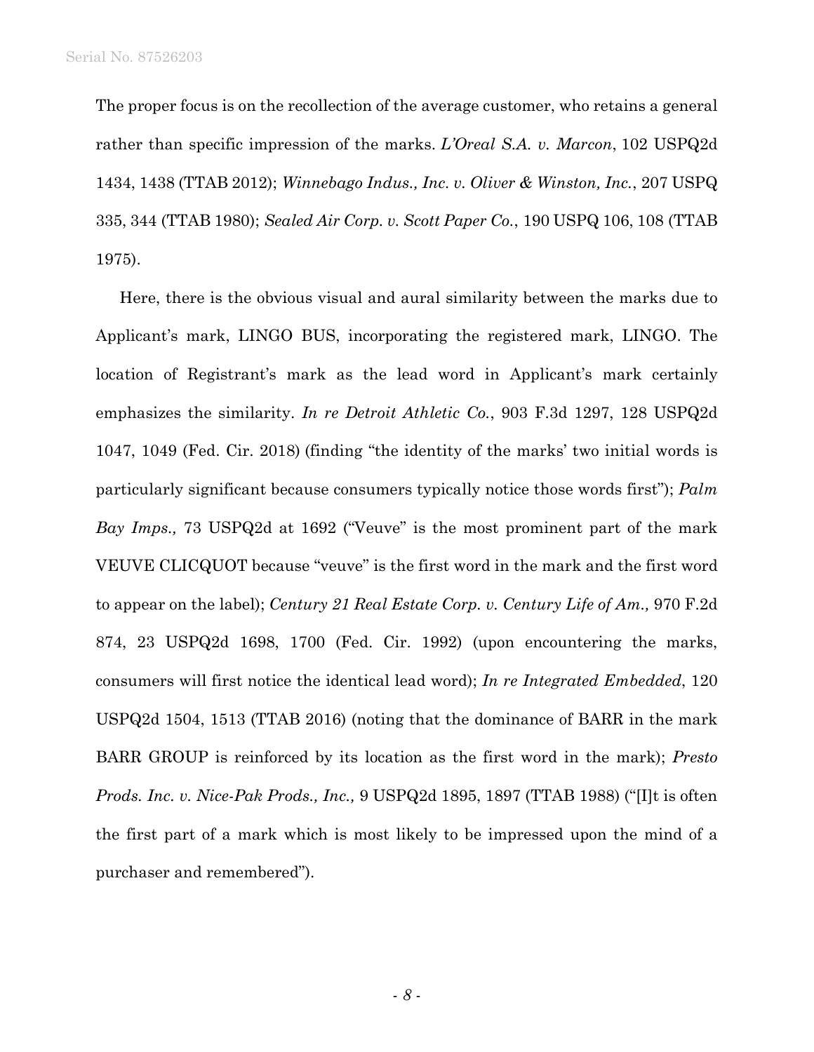The proper focus is on the recollection of the average customer, who retains a general rather than specific impression of the marks. *L'Oreal S.A. v. Marcon*, 102 USPQ2d 1434, 1438 (TTAB 2012); *Winnebago Indus., Inc. v. Oliver & Winston, Inc.*, 207 USPQ 335, 344 (TTAB 1980); *Sealed Air Corp. v. Scott Paper Co.*, 190 USPQ 106, 108 (TTAB 1975).

Here, there is the obvious visual and aural similarity between the marks due to Applicant's mark, LINGO BUS, incorporating the registered mark, LINGO. The location of Registrant's mark as the lead word in Applicant's mark certainly emphasizes the similarity. *In re Detroit Athletic Co.*, 903 F.3d 1297, 128 USPQ2d 1047, 1049 (Fed. Cir. 2018) (finding "the identity of the marks' two initial words is particularly significant because consumers typically notice those words first"); *Palm Bay Imps.,* 73 USPQ2d at 1692 ("Veuve" is the most prominent part of the mark VEUVE CLICQUOT because "veuve" is the first word in the mark and the first word to appear on the label); *Century 21 Real Estate Corp. v. Century Life of Am.,* 970 F.2d 874, 23 USPQ2d 1698, 1700 (Fed. Cir. 1992) (upon encountering the marks, consumers will first notice the identical lead word); *In re Integrated Embedded*, 120 USPQ2d 1504, 1513 (TTAB 2016) (noting that the dominance of BARR in the mark BARR GROUP is reinforced by its location as the first word in the mark); *Presto Prods. Inc. v. Nice-Pak Prods., Inc.,* 9 USPQ2d 1895, 1897 (TTAB 1988) ("[I]t is often the first part of a mark which is most likely to be impressed upon the mind of a purchaser and remembered").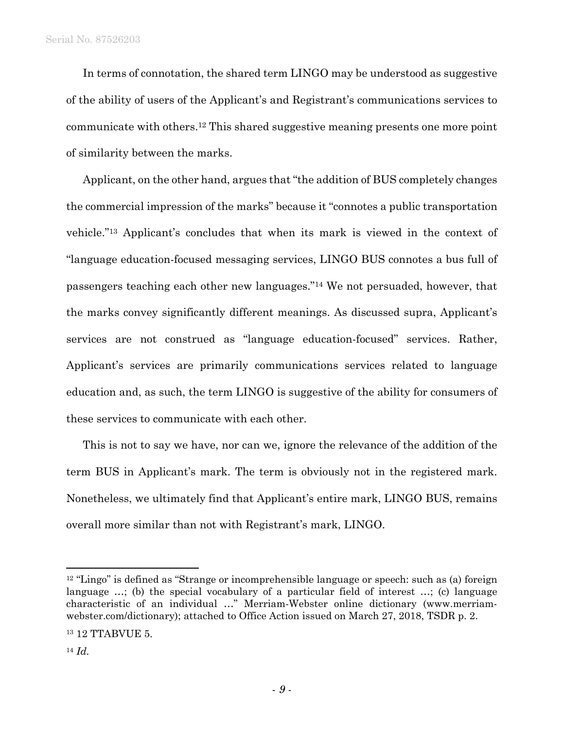In terms of connotation, the shared term LINGO may be understood as suggestive of the ability of users of the Applicant's and Registrant's communications services to communicate with others.[12] This shared suggestive meaning presents one more point of similarity between the marks.

Applicant, on the other hand, argues that "the addition of BUS completely changes the commercial impression of the marks" because it "connotes a public transportation vehicle."[13] Applicant's concludes that when its mark is viewed in the context of "language education-focused messaging services, LINGO BUS connotes a bus full of passengers teaching each other new languages."[14] We not persuaded, however, that the marks convey significantly different meanings. As discussed supra, Applicant's services are not construed as "language education-focused" services. Rather, Applicant's services are primarily communications services related to language education and, as such, the term LINGO is suggestive of the ability for consumers of these services to communicate with each other.

This is not to say we have, nor can we, ignore the relevance of the addition of the term BUS in Applicant's mark. The term is obviously not in the registered mark. Nonetheless, we ultimately find that Applicant's entire mark, LINGO BUS, remains overall more similar than not with Registrant's mark, LINGO.

---

[12] "Lingo" is defined as "Strange or incomprehensible language or speech: such as (a) foreign language …; (b) the special vocabulary of a particular field of interest …; (c) language characteristic of an individual …" Merriam-Webster online dictionary (www.merriam-webster.com/dictionary); attached to Office Action issued on March 27, 2018, TSDR p. 2.

[13] 12 TTABVUE 5.

[14] *Id.*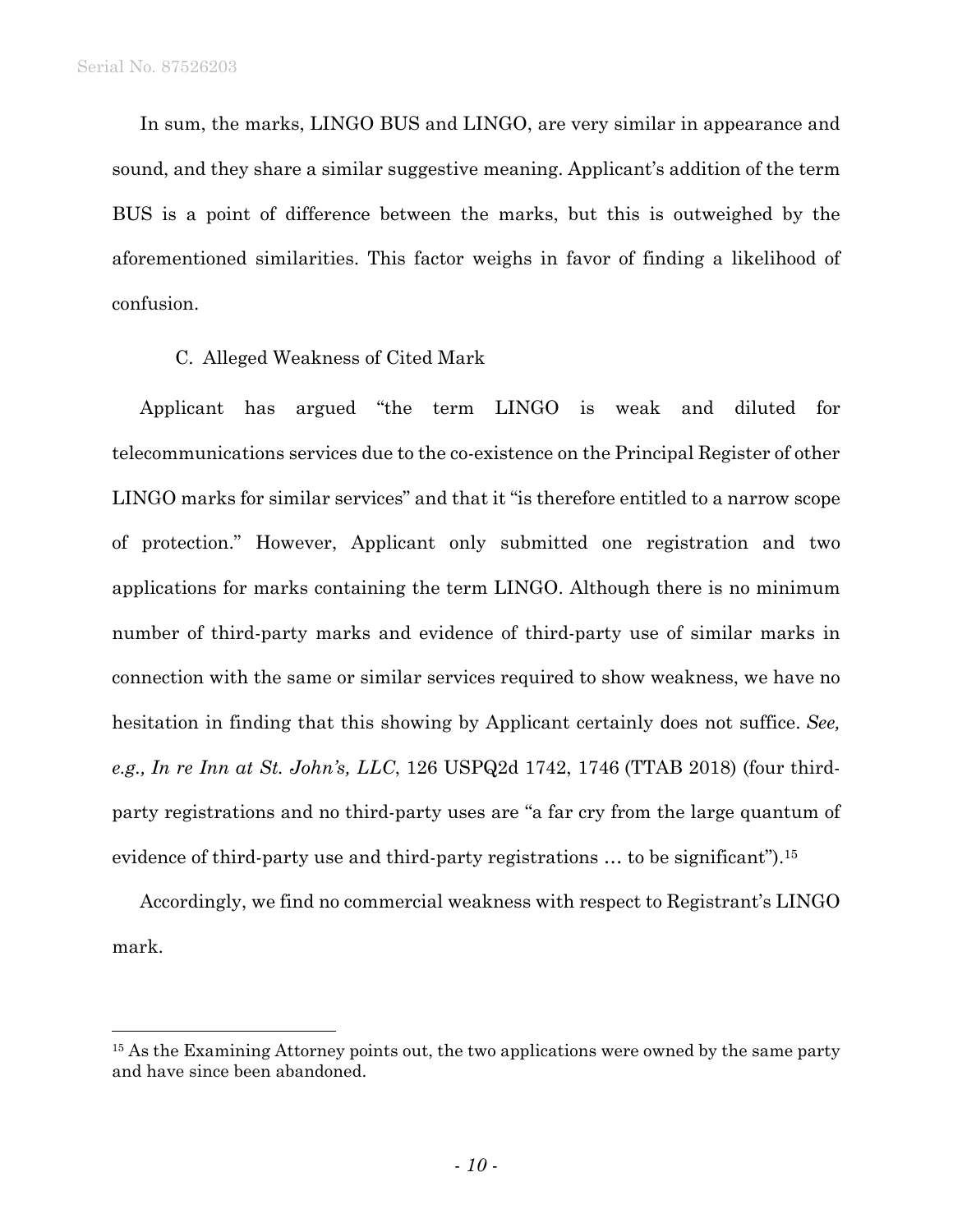In sum, the marks, LINGO BUS and LINGO, are very similar in appearance and sound, and they share a similar suggestive meaning. Applicant's addition of the term BUS is a point of difference between the marks, but this is outweighed by the aforementioned similarities. This factor weighs in favor of finding a likelihood of confusion.

### C. Alleged Weakness of Cited Mark

Applicant has argued "the term LINGO is weak and diluted for telecommunications services due to the co-existence on the Principal Register of other LINGO marks for similar services" and that it "is therefore entitled to a narrow scope of protection." However, Applicant only submitted one registration and two applications for marks containing the term LINGO. Although there is no minimum number of third-party marks and evidence of third-party use of similar marks in connection with the same or similar services required to show weakness, we have no hesitation in finding that this showing by Applicant certainly does not suffice. *See, e.g., In re Inn at St. John's, LLC*, 126 USPQ2d 1742, 1746 (TTAB 2018) (four third-party registrations and no third-party uses are "a far cry from the large quantum of evidence of third-party use and third-party registrations … to be significant").[15]

Accordingly, we find no commercial weakness with respect to Registrant's LINGO mark.

---

[15] As the Examining Attorney points out, the two applications were owned by the same party and have since been abandoned.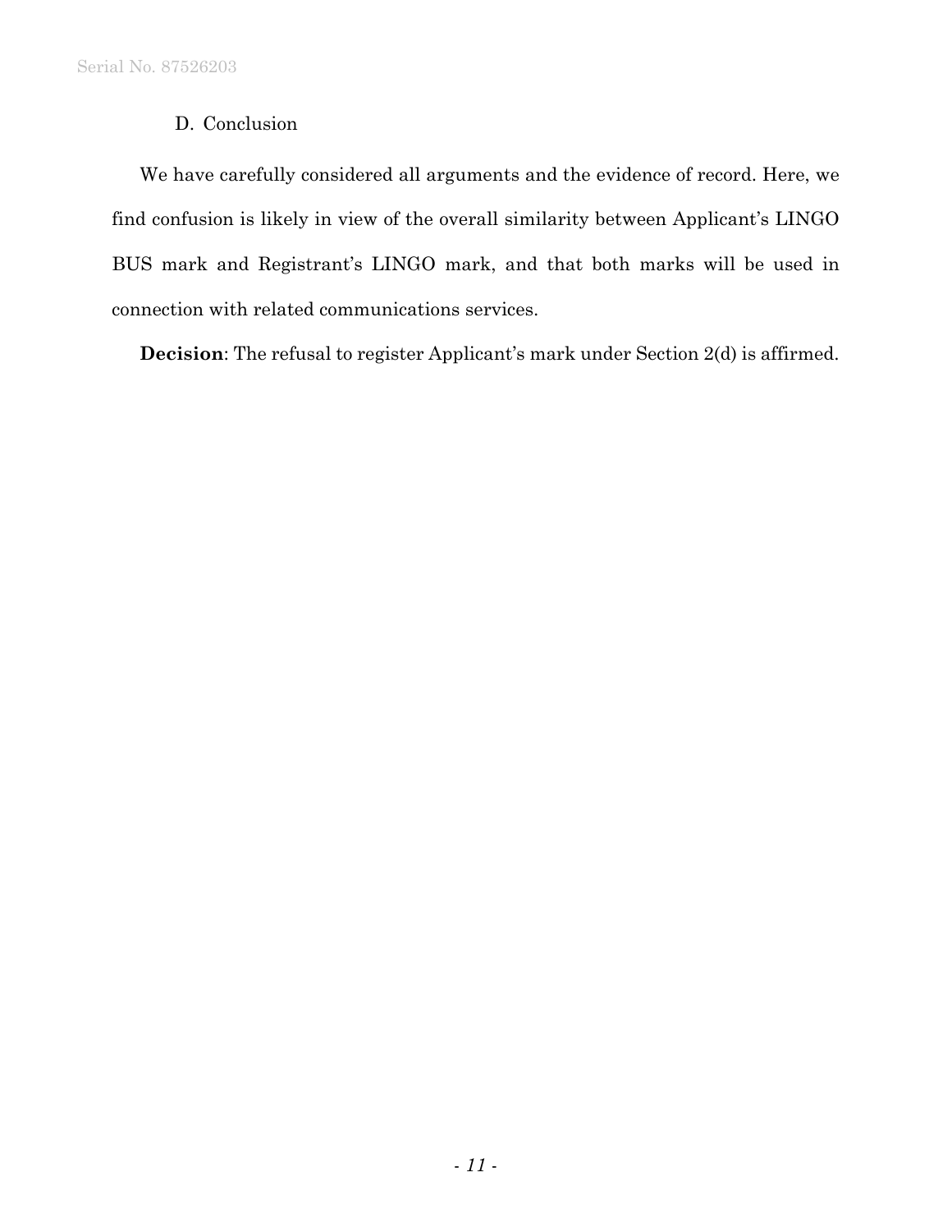### D. Conclusion

We have carefully considered all arguments and the evidence of record. Here, we find confusion is likely in view of the overall similarity between Applicant's LINGO BUS mark and Registrant's LINGO mark, and that both marks will be used in connection with related communications services.

**Decision**: The refusal to register Applicant's mark under Section 2(d) is affirmed.